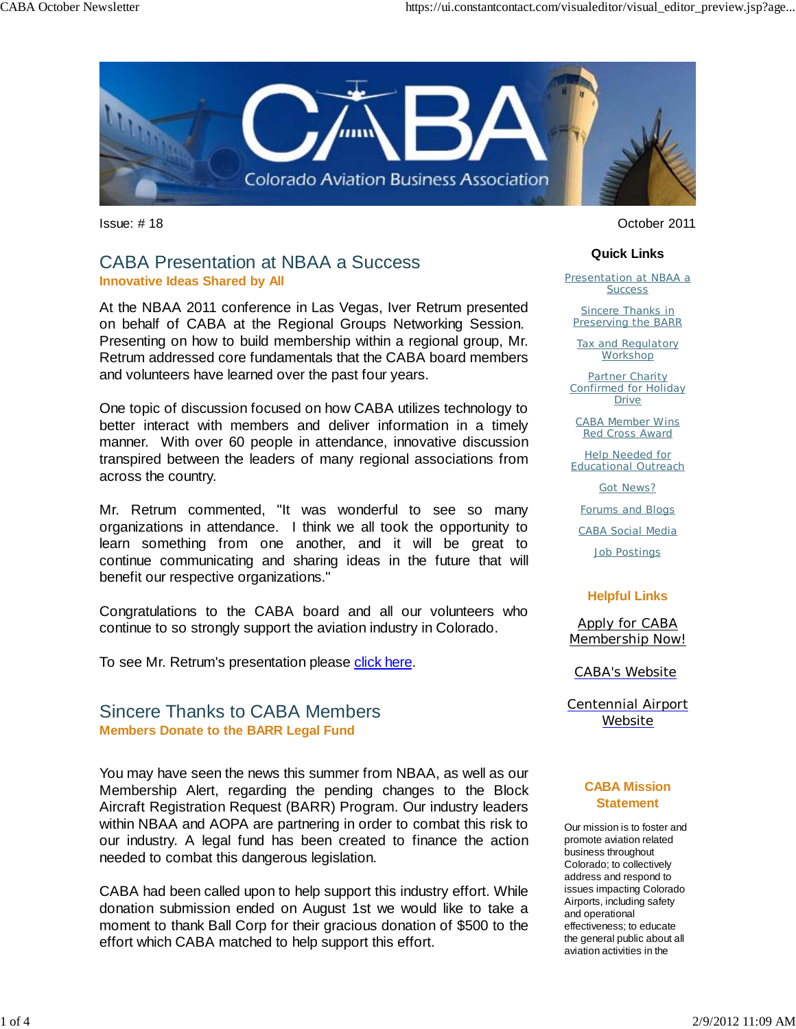# CABA

Colorado Aviation Business Association

Issue: # 18

October 2011

## CABA Presentation at NBAA a Success

**Innovative Ideas Shared by All**

At the NBAA 2011 conference in Las Vegas, Iver Retrum presented on behalf of CABA at the Regional Groups Networking Session. Presenting on how to build membership within a regional group, Mr. Retrum addressed core fundamentals that the CABA board members and volunteers have learned over the past four years.

One topic of discussion focused on how CABA utilizes technology to better interact with members and deliver information in a timely manner. With over 60 people in attendance, innovative discussion transpired between the leaders of many regional associations from across the country.

Mr. Retrum commented, "It was wonderful to see so many organizations in attendance. I think we all took the opportunity to learn something from one another, and it will be great to continue communicating and sharing ideas in the future that will benefit our respective organizations."

Congratulations to the CABA board and all our volunteers who continue to so strongly support the aviation industry in Colorado.

To see Mr. Retrum's presentation please click here.

## Sincere Thanks to CABA Members

**Members Donate to the BARR Legal Fund**

You may have seen the news this summer from NBAA, as well as our Membership Alert, regarding the pending changes to the Block Aircraft Registration Request (BARR) Program. Our industry leaders within NBAA and AOPA are partnering in order to combat this risk to our industry. A legal fund has been created to finance the action needed to combat this dangerous legislation.

CABA had been called upon to help support this industry effort. While donation submission ended on August 1st we would like to take a moment to thank Ball Corp for their gracious donation of $500 to the effort which CABA matched to help support this effort.

### Quick Links

- Presentation at NBAA a Success
- Sincere Thanks in Preserving the BARR
- Tax and Regulatory Workshop
- Partner Charity Confirmed for Holiday Drive
- CABA Member Wins Red Cross Award
- Help Needed for Educational Outreach
- Got News?
- Forums and Blogs
- CABA Social Media
- Job Postings

### Helpful Links

- Apply for CABA Membership Now!
- CABA's Website
- Centennial Airport Website

### CABA Mission Statement

Our mission is to foster and promote aviation related business throughout Colorado; to collectively address and respond to issues impacting Colorado Airports, including safety and operational effectiveness; to educate the general public about all aviation activities in the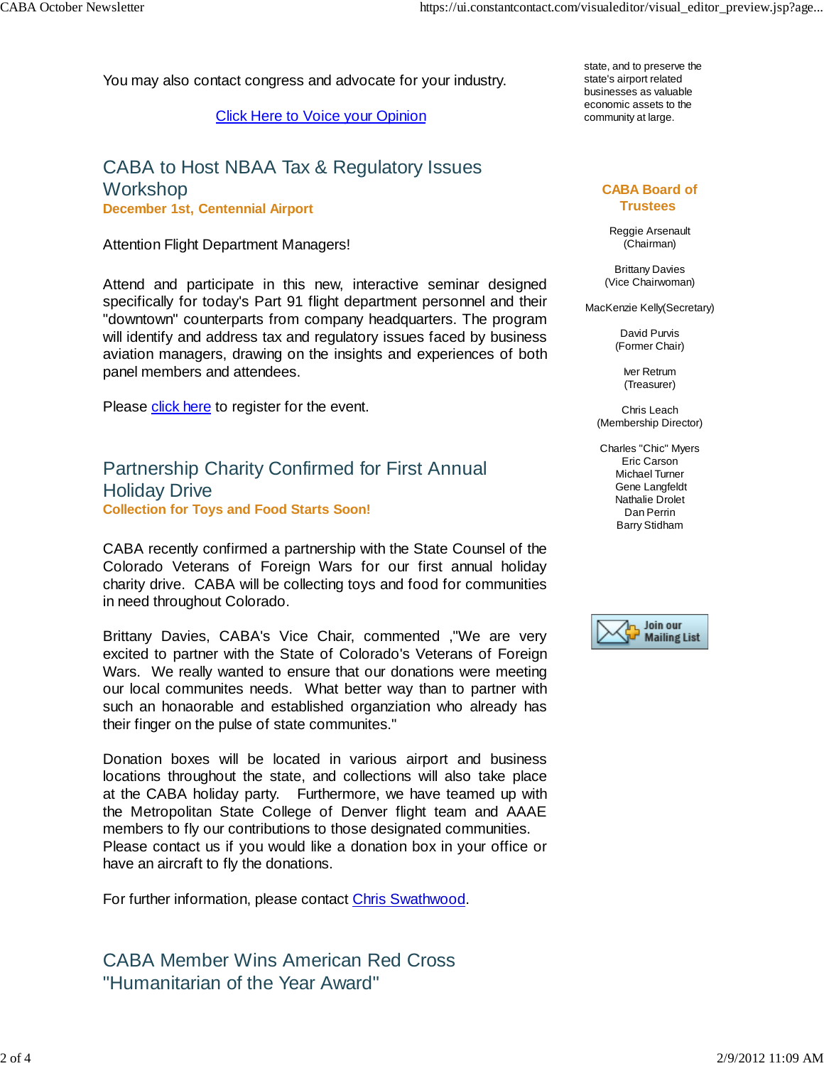You may also contact congress and advocate for your industry.

Click Here to Voice your Opinion

## CABA to Host NBAA Tax & Regulatory Issues Workshop

**December 1st, Centennial Airport**

Attention Flight Department Managers!

Attend and participate in this new, interactive seminar designed specifically for today's Part 91 flight department personnel and their "downtown" counterparts from company headquarters. The program will identify and address tax and regulatory issues faced by business aviation managers, drawing on the insights and experiences of both panel members and attendees.

Please click here to register for the event.

## Partnership Charity Confirmed for First Annual Holiday Drive

**Collection for Toys and Food Starts Soon!**

CABA recently confirmed a partnership with the State Counsel of the Colorado Veterans of Foreign Wars for our first annual holiday charity drive. CABA will be collecting toys and food for communities in need throughout Colorado.

Brittany Davies, CABA's Vice Chair, commented ,"We are very excited to partner with the State of Colorado's Veterans of Foreign Wars. We really wanted to ensure that our donations were meeting our local communites needs. What better way than to partner with such an honaorable and established organziation who already has their finger on the pulse of state communites."

Donation boxes will be located in various airport and business locations throughout the state, and collections will also take place at the CABA holiday party. Furthermore, we have teamed up with the Metropolitan State College of Denver flight team and AAAE members to fly our contributions to those designated communities. Please contact us if you would like a donation box in your office or have an aircraft to fly the donations.

For further information, please contact Chris Swathwood.

## CABA Member Wins American Red Cross "Humanitarian of the Year Award"

state, and to preserve the state's airport related businesses as valuable economic assets to the community at large.

### CABA Board of Trustees

Reggie Arsenault
(Chairman)

Brittany Davies
(Vice Chairwoman)

MacKenzie Kelly(Secretary)

David Purvis
(Former Chair)

Iver Retrum
(Treasurer)

Chris Leach
(Membership Director)

Charles "Chic" Myers
Eric Carson
Michael Turner
Gene Langfeldt
Nathalie Drolet
Dan Perrin
Barry Stidham

Join our Mailing List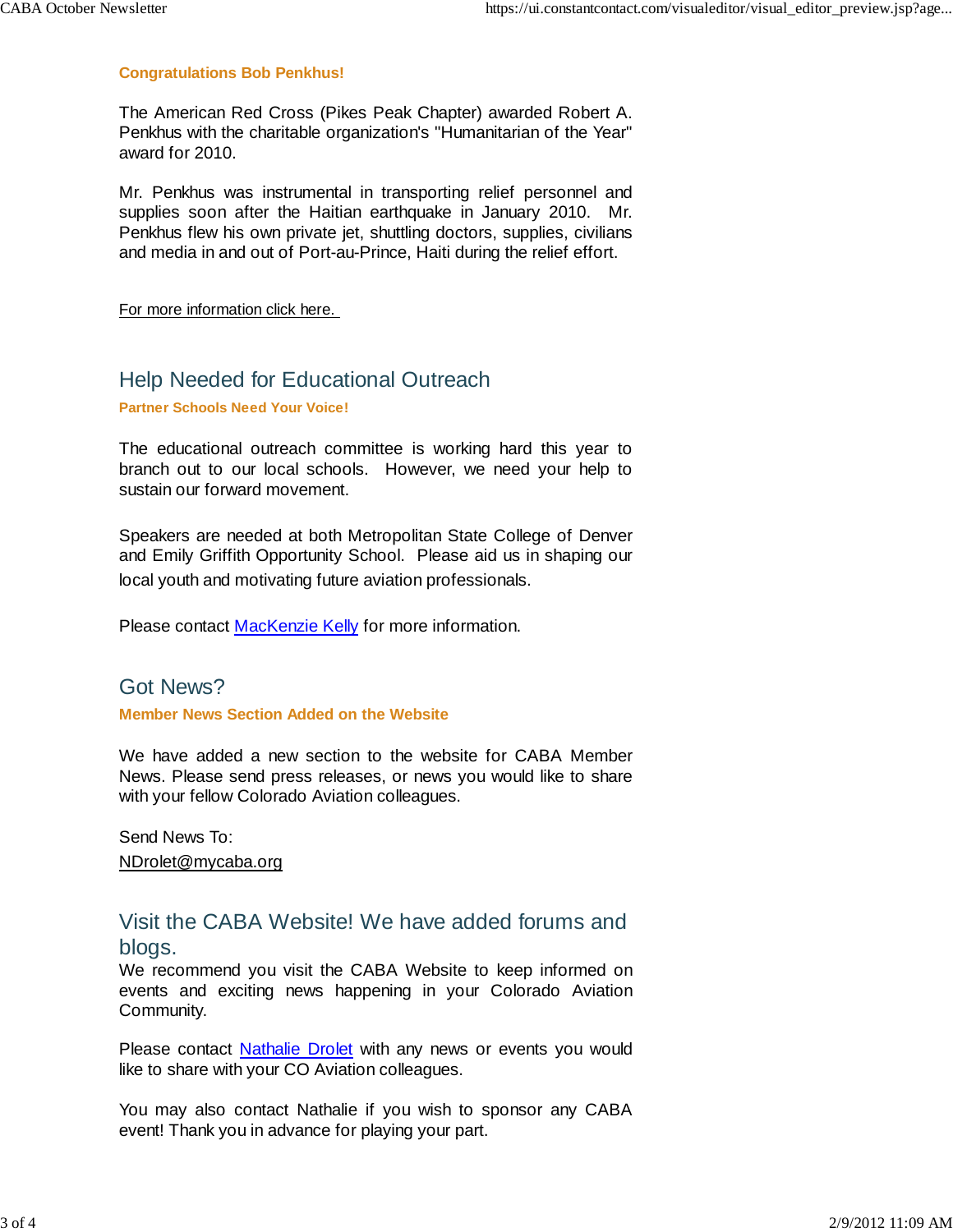**Congratulations Bob Penkhus!**

The American Red Cross (Pikes Peak Chapter) awarded Robert A. Penkhus with the charitable organization's "Humanitarian of the Year" award for 2010.

Mr. Penkhus was instrumental in transporting relief personnel and supplies soon after the Haitian earthquake in January 2010. Mr. Penkhus flew his own private jet, shuttling doctors, supplies, civilians and media in and out of Port-au-Prince, Haiti during the relief effort.

For more information click here.

## Help Needed for Educational Outreach

**Partner Schools Need Your Voice!**

The educational outreach committee is working hard this year to branch out to our local schools. However, we need your help to sustain our forward movement.

Speakers are needed at both Metropolitan State College of Denver and Emily Griffith Opportunity School. Please aid us in shaping our local youth and motivating future aviation professionals.

Please contact MacKenzie Kelly for more information.

## Got News?

**Member News Section Added on the Website**

We have added a new section to the website for CABA Member News. Please send press releases, or news you would like to share with your fellow Colorado Aviation colleagues.

Send News To:
NDrolet@mycaba.org

## Visit the CABA Website! We have added forums and blogs.

We recommend you visit the CABA Website to keep informed on events and exciting news happening in your Colorado Aviation Community.

Please contact Nathalie Drolet with any news or events you would like to share with your CO Aviation colleagues.

You may also contact Nathalie if you wish to sponsor any CABA event! Thank you in advance for playing your part.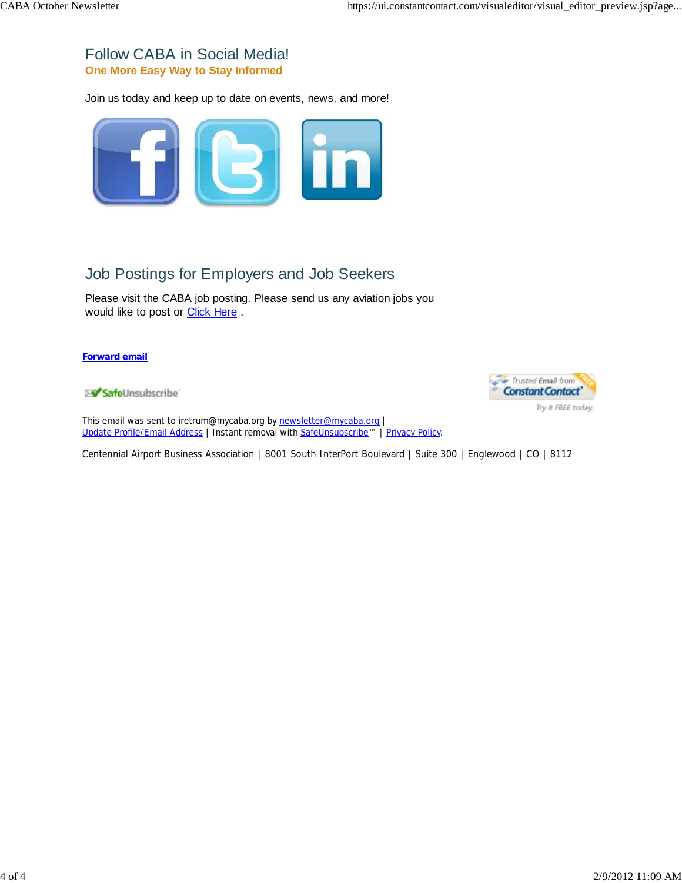## Follow CABA in Social Media!

**One More Easy Way to Stay Informed**

Join us today and keep up to date on events, news, and more!

## Job Postings for Employers and Job Seekers

Please visit the CABA job posting. Please send us any aviation jobs you would like to post or Click Here .

**Forward email**

SafeUnsubscribe

Trusted Email from Constant Contact

Try it FREE today.

This email was sent to iretrum@mycaba.org by newsletter@mycaba.org |
Update Profile/Email Address | Instant removal with SafeUnsubscribe™ | Privacy Policy.

Centennial Airport Business Association | 8001 South InterPort Boulevard | Suite 300 | Englewood | CO | 8112